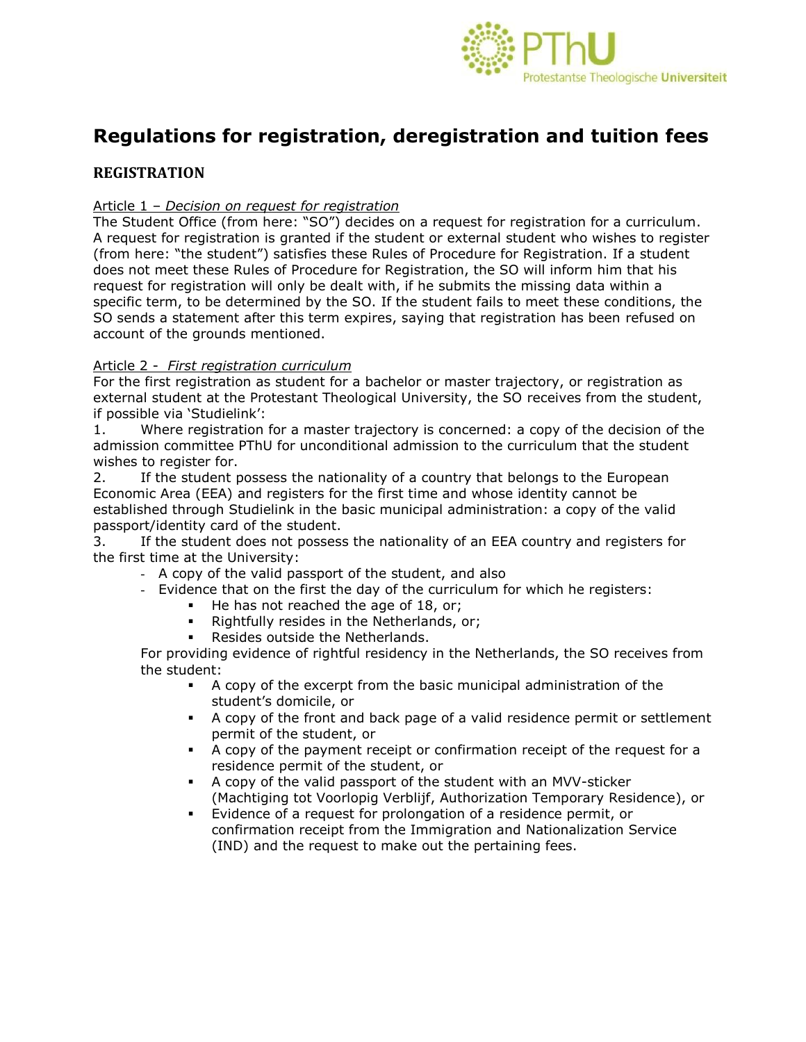# Regulations for registration, deregistration and tuition fees

## REGISTRATION

Article 1 – *Decision on request for registration*

The Student Office (from here: "SO") decides on a request for registration for a curriculum. A request for registration is granted if the student or external student who wishes to register (from here: "the student") satisfies these Rules of Procedure for Registration. If a student does not meet these Rules of Procedure for Registration, the SO will inform him that his request for registration will only be dealt with, if he submits the missing data within a specific term, to be determined by the SO. If the student fails to meet these conditions, the SO sends a statement after this term expires, saying that registration has been refused on account of the grounds mentioned.

Article 2 - *First registration curriculum*

For the first registration as student for a bachelor or master trajectory, or registration as external student at the Protestant Theological University, the SO receives from the student, if possible via 'Studielink':

1. Where registration for a master trajectory is concerned: a copy of the decision of the admission committee PThU for unconditional admission to the curriculum that the student wishes to register for.
2. If the student possess the nationality of a country that belongs to the European Economic Area (EEA) and registers for the first time and whose identity cannot be established through Studielink in the basic municipal administration: a copy of the valid passport/identity card of the student.
3. If the student does not possess the nationality of an EEA country and registers for the first time at the University:
   - A copy of the valid passport of the student, and also
   - Evidence that on the first the day of the curriculum for which he registers:
     - He has not reached the age of 18, or;
     - Rightfully resides in the Netherlands, or;
     - Resides outside the Netherlands.

   For providing evidence of rightful residency in the Netherlands, the SO receives from the student:
     - A copy of the excerpt from the basic municipal administration of the student's domicile, or
     - A copy of the front and back page of a valid residence permit or settlement permit of the student, or
     - A copy of the payment receipt or confirmation receipt of the request for a residence permit of the student, or
     - A copy of the valid passport of the student with an MVV-sticker (Machtiging tot Voorlopig Verblijf, Authorization Temporary Residence), or
     - Evidence of a request for prolongation of a residence permit, or confirmation receipt from the Immigration and Nationalization Service (IND) and the request to make out the pertaining fees.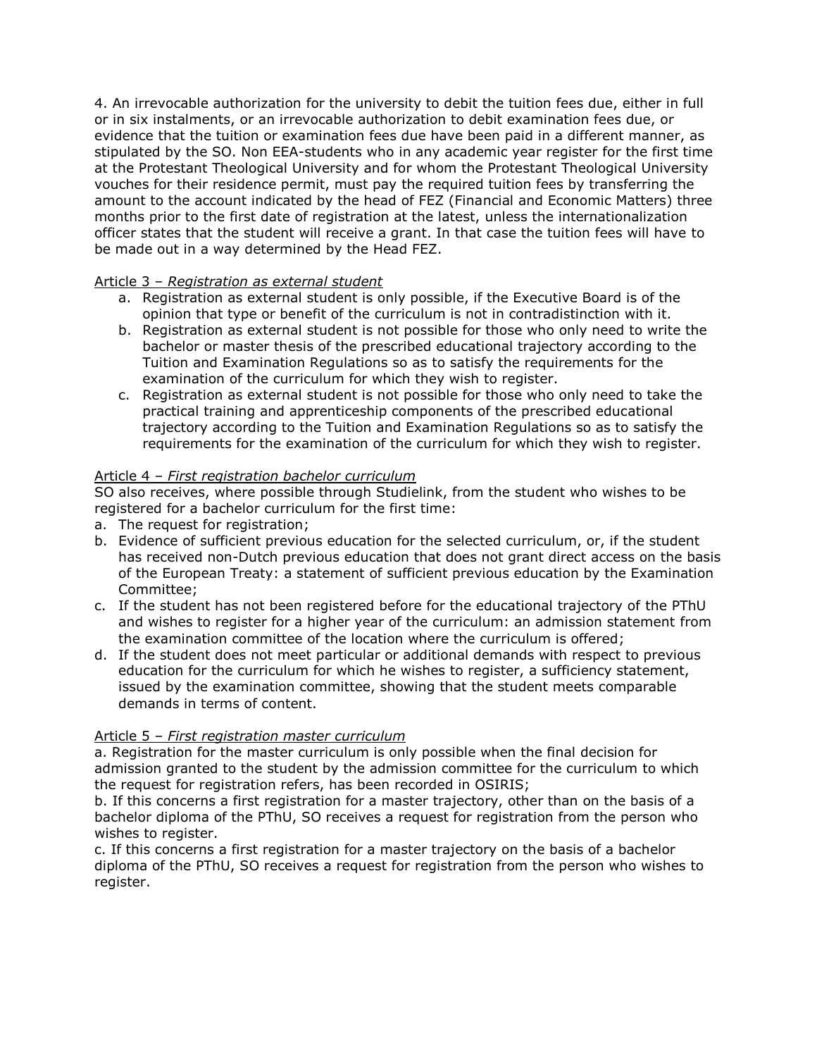4. An irrevocable authorization for the university to debit the tuition fees due, either in full or in six instalments, or an irrevocable authorization to debit examination fees due, or evidence that the tuition or examination fees due have been paid in a different manner, as stipulated by the SO. Non EEA-students who in any academic year register for the first time at the Protestant Theological University and for whom the Protestant Theological University vouches for their residence permit, must pay the required tuition fees by transferring the amount to the account indicated by the head of FEZ (Financial and Economic Matters) three months prior to the first date of registration at the latest, unless the internationalization officer states that the student will receive a grant. In that case the tuition fees will have to be made out in a way determined by the Head FEZ.

<u>Article 3 – *Registration as external student*</u>

a. Registration as external student is only possible, if the Executive Board is of the opinion that type or benefit of the curriculum is not in contradistinction with it.
b. Registration as external student is not possible for those who only need to write the bachelor or master thesis of the prescribed educational trajectory according to the Tuition and Examination Regulations so as to satisfy the requirements for the examination of the curriculum for which they wish to register.
c. Registration as external student is not possible for those who only need to take the practical training and apprenticeship components of the prescribed educational trajectory according to the Tuition and Examination Regulations so as to satisfy the requirements for the examination of the curriculum for which they wish to register.

<u>Article 4 – *First registration bachelor curriculum*</u>

SO also receives, where possible through Studielink, from the student who wishes to be registered for a bachelor curriculum for the first time:

a. The request for registration;
b. Evidence of sufficient previous education for the selected curriculum, or, if the student has received non-Dutch previous education that does not grant direct access on the basis of the European Treaty: a statement of sufficient previous education by the Examination Committee;
c. If the student has not been registered before for the educational trajectory of the PThU and wishes to register for a higher year of the curriculum: an admission statement from the examination committee of the location where the curriculum is offered;
d. If the student does not meet particular or additional demands with respect to previous education for the curriculum for which he wishes to register, a sufficiency statement, issued by the examination committee, showing that the student meets comparable demands in terms of content.

<u>Article 5 – *First registration master curriculum*</u>

a. Registration for the master curriculum is only possible when the final decision for admission granted to the student by the admission committee for the curriculum to which the request for registration refers, has been recorded in OSIRIS;
b. If this concerns a first registration for a master trajectory, other than on the basis of a bachelor diploma of the PThU, SO receives a request for registration from the person who wishes to register.
c. If this concerns a first registration for a master trajectory on the basis of a bachelor diploma of the PThU, SO receives a request for registration from the person who wishes to register.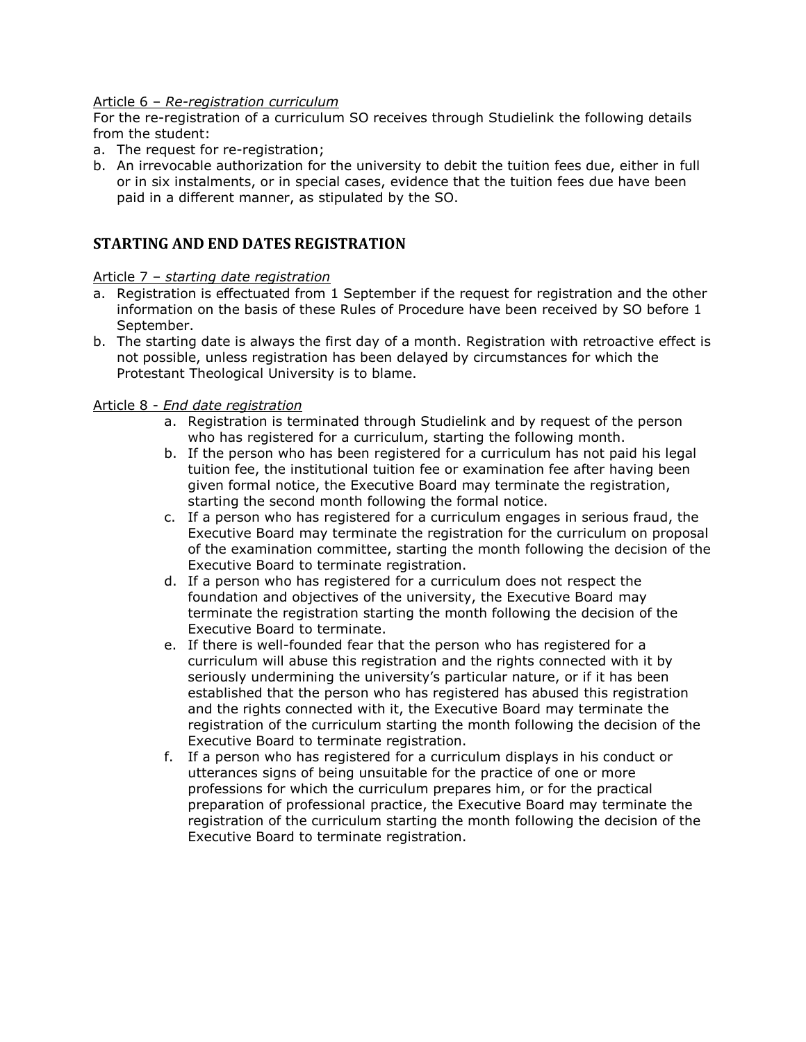Article 6 – *Re-registration curriculum*

For the re-registration of a curriculum SO receives through Studielink the following details from the student:

a. The request for re-registration;
b. An irrevocable authorization for the university to debit the tuition fees due, either in full or in six instalments, or in special cases, evidence that the tuition fees due have been paid in a different manner, as stipulated by the SO.

## STARTING AND END DATES REGISTRATION

Article 7 – *starting date registration*

a. Registration is effectuated from 1 September if the request for registration and the other information on the basis of these Rules of Procedure have been received by SO before 1 September.
b. The starting date is always the first day of a month. Registration with retroactive effect is not possible, unless registration has been delayed by circumstances for which the Protestant Theological University is to blame.

Article 8 - *End date registration*

a. Registration is terminated through Studielink and by request of the person who has registered for a curriculum, starting the following month.
b. If the person who has been registered for a curriculum has not paid his legal tuition fee, the institutional tuition fee or examination fee after having been given formal notice, the Executive Board may terminate the registration, starting the second month following the formal notice.
c. If a person who has registered for a curriculum engages in serious fraud, the Executive Board may terminate the registration for the curriculum on proposal of the examination committee, starting the month following the decision of the Executive Board to terminate registration.
d. If a person who has registered for a curriculum does not respect the foundation and objectives of the university, the Executive Board may terminate the registration starting the month following the decision of the Executive Board to terminate.
e. If there is well-founded fear that the person who has registered for a curriculum will abuse this registration and the rights connected with it by seriously undermining the university's particular nature, or if it has been established that the person who has registered has abused this registration and the rights connected with it, the Executive Board may terminate the registration of the curriculum starting the month following the decision of the Executive Board to terminate registration.
f. If a person who has registered for a curriculum displays in his conduct or utterances signs of being unsuitable for the practice of one or more professions for which the curriculum prepares him, or for the practical preparation of professional practice, the Executive Board may terminate the registration of the curriculum starting the month following the decision of the Executive Board to terminate registration.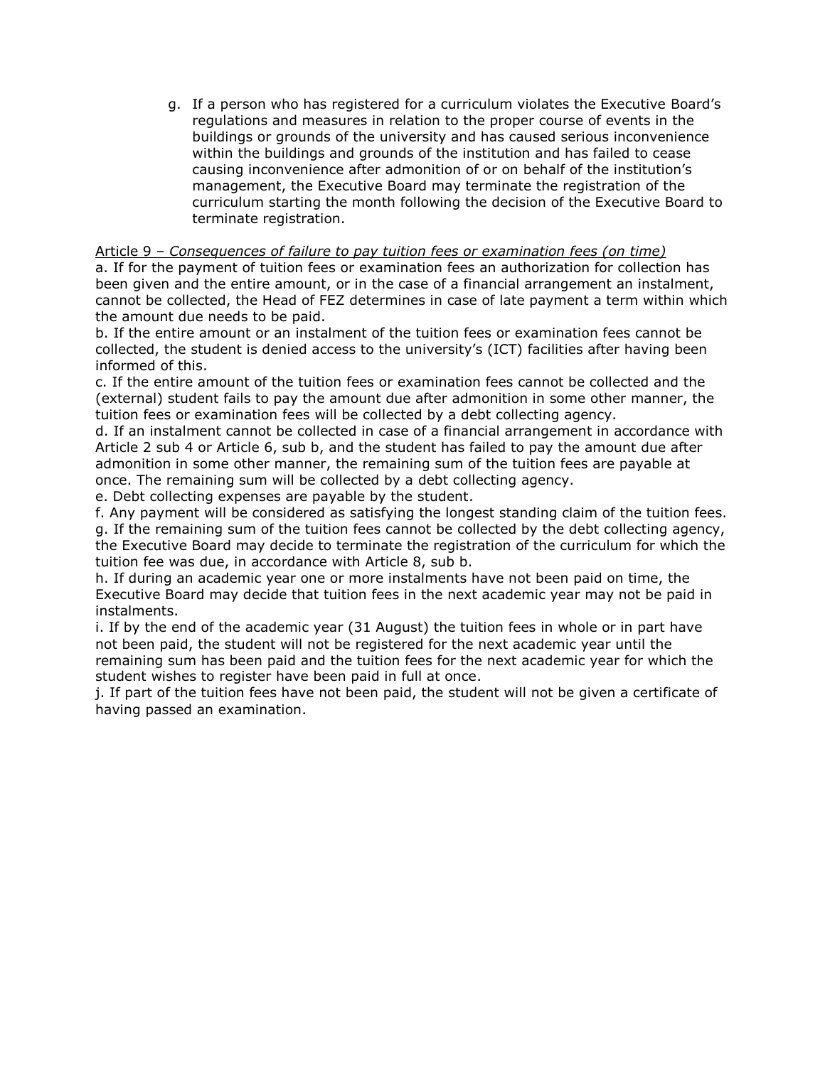g. If a person who has registered for a curriculum violates the Executive Board's regulations and measures in relation to the proper course of events in the buildings or grounds of the university and has caused serious inconvenience within the buildings and grounds of the institution and has failed to cease causing inconvenience after admonition of or on behalf of the institution's management, the Executive Board may terminate the registration of the curriculum starting the month following the decision of the Executive Board to terminate registration.

<u>Article 9 – *Consequences of failure to pay tuition fees or examination fees (on time)*</u>

a. If for the payment of tuition fees or examination fees an authorization for collection has been given and the entire amount, or in the case of a financial arrangement an instalment, cannot be collected, the Head of FEZ determines in case of late payment a term within which the amount due needs to be paid.

b. If the entire amount or an instalment of the tuition fees or examination fees cannot be collected, the student is denied access to the university's (ICT) facilities after having been informed of this.

c. If the entire amount of the tuition fees or examination fees cannot be collected and the (external) student fails to pay the amount due after admonition in some other manner, the tuition fees or examination fees will be collected by a debt collecting agency.

d. If an instalment cannot be collected in case of a financial arrangement in accordance with Article 2 sub 4 or Article 6, sub b, and the student has failed to pay the amount due after admonition in some other manner, the remaining sum of the tuition fees are payable at once. The remaining sum will be collected by a debt collecting agency.

e. Debt collecting expenses are payable by the student.

f. Any payment will be considered as satisfying the longest standing claim of the tuition fees.

g. If the remaining sum of the tuition fees cannot be collected by the debt collecting agency, the Executive Board may decide to terminate the registration of the curriculum for which the tuition fee was due, in accordance with Article 8, sub b.

h. If during an academic year one or more instalments have not been paid on time, the Executive Board may decide that tuition fees in the next academic year may not be paid in instalments.

i. If by the end of the academic year (31 August) the tuition fees in whole or in part have not been paid, the student will not be registered for the next academic year until the remaining sum has been paid and the tuition fees for the next academic year for which the student wishes to register have been paid in full at once.

j. If part of the tuition fees have not been paid, the student will not be given a certificate of having passed an examination.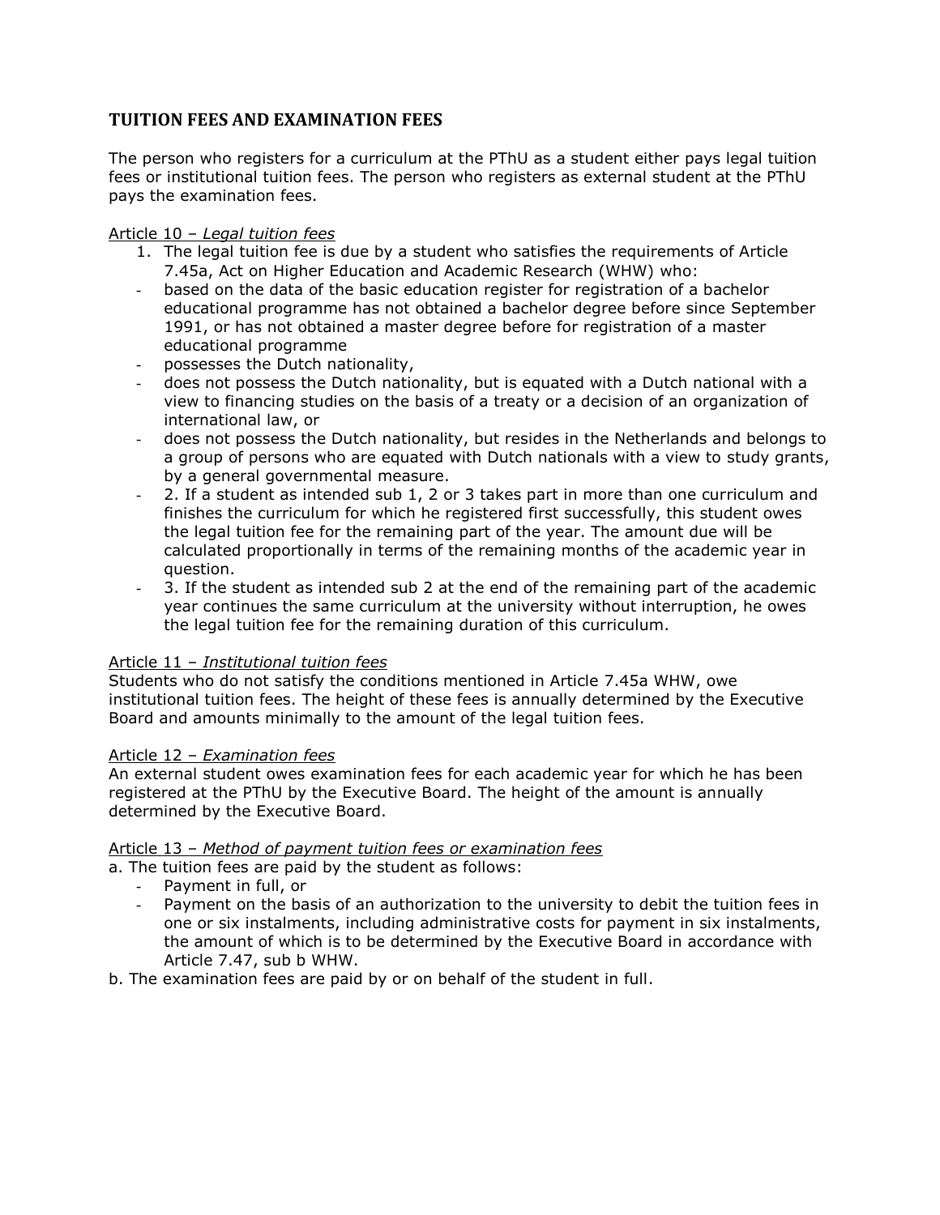## TUITION FEES AND EXAMINATION FEES

The person who registers for a curriculum at the PThU as a student either pays legal tuition fees or institutional tuition fees. The person who registers as external student at the PThU pays the examination fees.

Article 10 – *Legal tuition fees*

1. The legal tuition fee is due by a student who satisfies the requirements of Article 7.45a, Act on Higher Education and Academic Research (WHW) who:

- based on the data of the basic education register for registration of a bachelor educational programme has not obtained a bachelor degree before since September 1991, or has not obtained a master degree before for registration of a master educational programme
- possesses the Dutch nationality,
- does not possess the Dutch nationality, but is equated with a Dutch national with a view to financing studies on the basis of a treaty or a decision of an organization of international law, or
- does not possess the Dutch nationality, but resides in the Netherlands and belongs to a group of persons who are equated with Dutch nationals with a view to study grants, by a general governmental measure.
- 2. If a student as intended sub 1, 2 or 3 takes part in more than one curriculum and finishes the curriculum for which he registered first successfully, this student owes the legal tuition fee for the remaining part of the year. The amount due will be calculated proportionally in terms of the remaining months of the academic year in question.
- 3. If the student as intended sub 2 at the end of the remaining part of the academic year continues the same curriculum at the university without interruption, he owes the legal tuition fee for the remaining duration of this curriculum.

Article 11 – *Institutional tuition fees*

Students who do not satisfy the conditions mentioned in Article 7.45a WHW, owe institutional tuition fees. The height of these fees is annually determined by the Executive Board and amounts minimally to the amount of the legal tuition fees.

Article 12 – *Examination fees*

An external student owes examination fees for each academic year for which he has been registered at the PThU by the Executive Board. The height of the amount is annually determined by the Executive Board.

Article 13 – *Method of payment tuition fees or examination fees*

a. The tuition fees are paid by the student as follows:

- Payment in full, or
- Payment on the basis of an authorization to the university to debit the tuition fees in one or six instalments, including administrative costs for payment in six instalments, the amount of which is to be determined by the Executive Board in accordance with Article 7.47, sub b WHW.

b. The examination fees are paid by or on behalf of the student in full.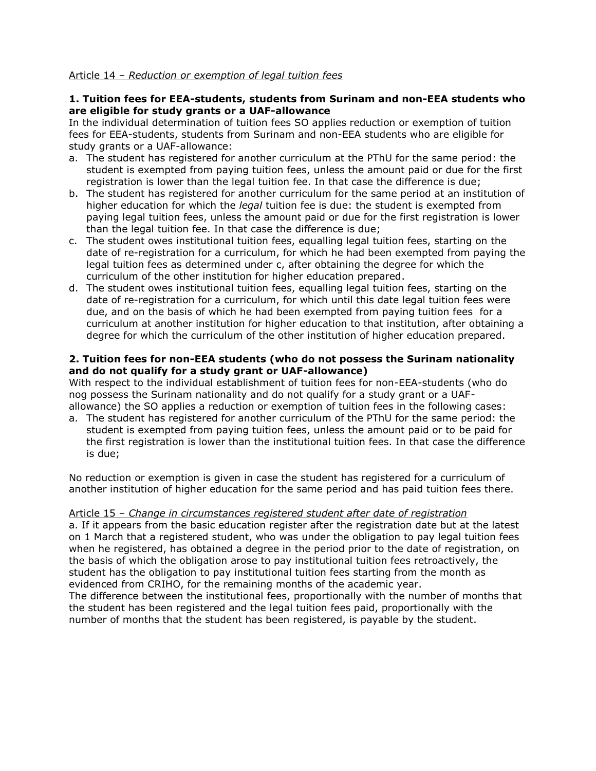<u>Article 14 – *Reduction or exemption of legal tuition fees*</u>

**1. Tuition fees for EEA-students, students from Surinam and non-EEA students who are eligible for study grants or a UAF-allowance**

In the individual determination of tuition fees SO applies reduction or exemption of tuition fees for EEA-students, students from Surinam and non-EEA students who are eligible for study grants or a UAF-allowance:

a. The student has registered for another curriculum at the PThU for the same period: the student is exempted from paying tuition fees, unless the amount paid or due for the first registration is lower than the legal tuition fee. In that case the difference is due;
b. The student has registered for another curriculum for the same period at an institution of higher education for which the *legal* tuition fee is due: the student is exempted from paying legal tuition fees, unless the amount paid or due for the first registration is lower than the legal tuition fee. In that case the difference is due;
c. The student owes institutional tuition fees, equalling legal tuition fees, starting on the date of re-registration for a curriculum, for which he had been exempted from paying the legal tuition fees as determined under c, after obtaining the degree for which the curriculum of the other institution for higher education prepared.
d. The student owes institutional tuition fees, equalling legal tuition fees, starting on the date of re-registration for a curriculum, for which until this date legal tuition fees were due, and on the basis of which he had been exempted from paying tuition fees for a curriculum at another institution for higher education to that institution, after obtaining a degree for which the curriculum of the other institution of higher education prepared.

**2. Tuition fees for non-EEA students (who do not possess the Surinam nationality and do not qualify for a study grant or UAF-allowance)**

With respect to the individual establishment of tuition fees for non-EEA-students (who do nog possess the Surinam nationality and do not qualify for a study grant or a UAF-allowance) the SO applies a reduction or exemption of tuition fees in the following cases:

a. The student has registered for another curriculum of the PThU for the same period: the student is exempted from paying tuition fees, unless the amount paid or to be paid for the first registration is lower than the institutional tuition fees. In that case the difference is due;

No reduction or exemption is given in case the student has registered for a curriculum of another institution of higher education for the same period and has paid tuition fees there.

<u>Article 15 – *Change in circumstances registered student after date of registration*</u>

a. If it appears from the basic education register after the registration date but at the latest on 1 March that a registered student, who was under the obligation to pay legal tuition fees when he registered, has obtained a degree in the period prior to the date of registration, on the basis of which the obligation arose to pay institutional tuition fees retroactively, the student has the obligation to pay institutional tuition fees starting from the month as evidenced from CRIHO, for the remaining months of the academic year.

The difference between the institutional fees, proportionally with the number of months that the student has been registered and the legal tuition fees paid, proportionally with the number of months that the student has been registered, is payable by the student.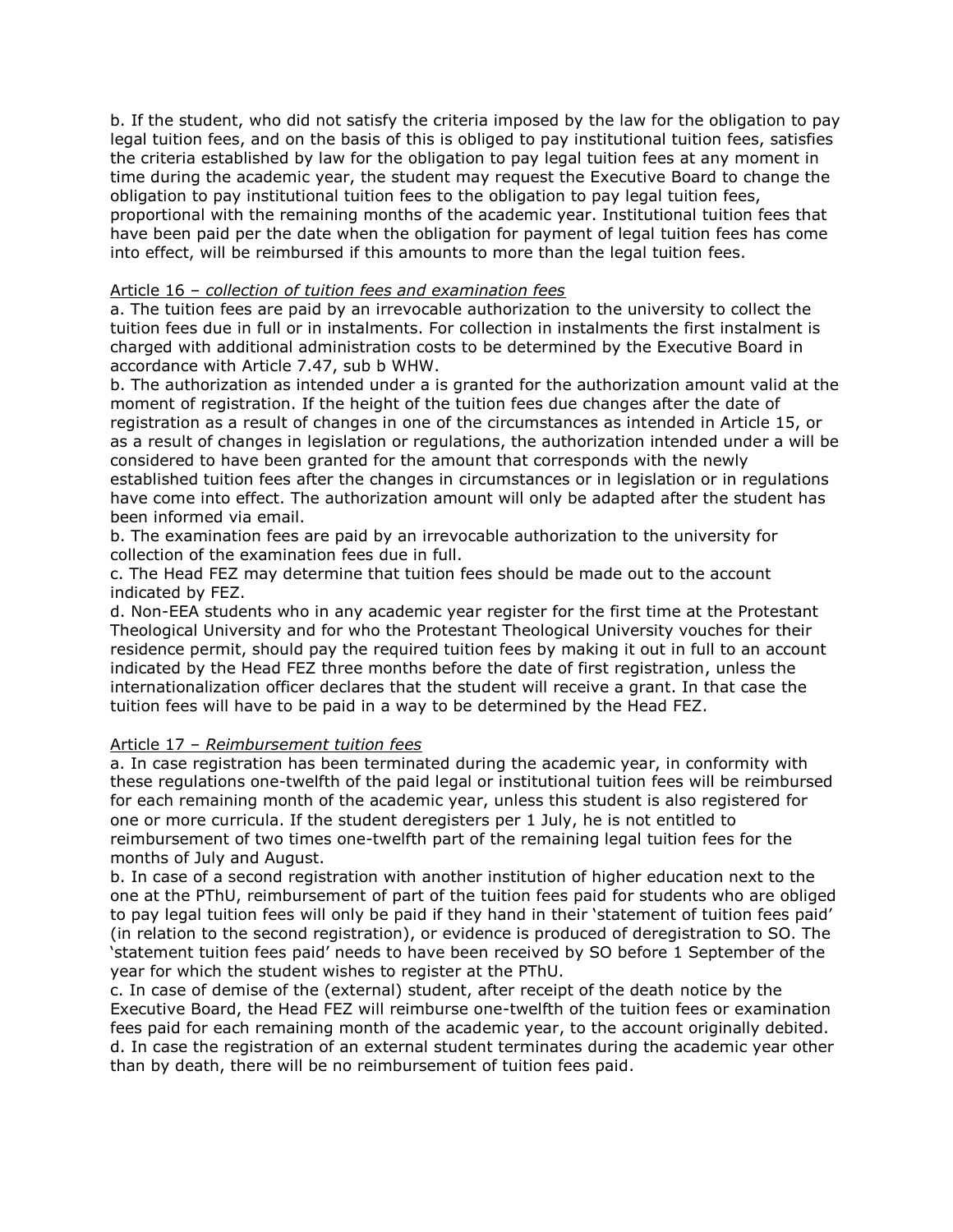b. If the student, who did not satisfy the criteria imposed by the law for the obligation to pay legal tuition fees, and on the basis of this is obliged to pay institutional tuition fees, satisfies the criteria established by law for the obligation to pay legal tuition fees at any moment in time during the academic year, the student may request the Executive Board to change the obligation to pay institutional tuition fees to the obligation to pay legal tuition fees, proportional with the remaining months of the academic year. Institutional tuition fees that have been paid per the date when the obligation for payment of legal tuition fees has come into effect, will be reimbursed if this amounts to more than the legal tuition fees.

Article 16 – *collection of tuition fees and examination fees*

a. The tuition fees are paid by an irrevocable authorization to the university to collect the tuition fees due in full or in instalments. For collection in instalments the first instalment is charged with additional administration costs to be determined by the Executive Board in accordance with Article 7.47, sub b WHW.

b. The authorization as intended under a is granted for the authorization amount valid at the moment of registration. If the height of the tuition fees due changes after the date of registration as a result of changes in one of the circumstances as intended in Article 15, or as a result of changes in legislation or regulations, the authorization intended under a will be considered to have been granted for the amount that corresponds with the newly established tuition fees after the changes in circumstances or in legislation or in regulations have come into effect. The authorization amount will only be adapted after the student has been informed via email.

b. The examination fees are paid by an irrevocable authorization to the university for collection of the examination fees due in full.

c. The Head FEZ may determine that tuition fees should be made out to the account indicated by FEZ.

d. Non-EEA students who in any academic year register for the first time at the Protestant Theological University and for who the Protestant Theological University vouches for their residence permit, should pay the required tuition fees by making it out in full to an account indicated by the Head FEZ three months before the date of first registration, unless the internationalization officer declares that the student will receive a grant. In that case the tuition fees will have to be paid in a way to be determined by the Head FEZ.

Article 17 – *Reimbursement tuition fees*

a. In case registration has been terminated during the academic year, in conformity with these regulations one-twelfth of the paid legal or institutional tuition fees will be reimbursed for each remaining month of the academic year, unless this student is also registered for one or more curricula. If the student deregisters per 1 July, he is not entitled to reimbursement of two times one-twelfth part of the remaining legal tuition fees for the months of July and August.

b. In case of a second registration with another institution of higher education next to the one at the PThU, reimbursement of part of the tuition fees paid for students who are obliged to pay legal tuition fees will only be paid if they hand in their 'statement of tuition fees paid' (in relation to the second registration), or evidence is produced of deregistration to SO. The 'statement tuition fees paid' needs to have been received by SO before 1 September of the year for which the student wishes to register at the PThU.

c. In case of demise of the (external) student, after receipt of the death notice by the Executive Board, the Head FEZ will reimburse one-twelfth of the tuition fees or examination fees paid for each remaining month of the academic year, to the account originally debited.

d. In case the registration of an external student terminates during the academic year other than by death, there will be no reimbursement of tuition fees paid.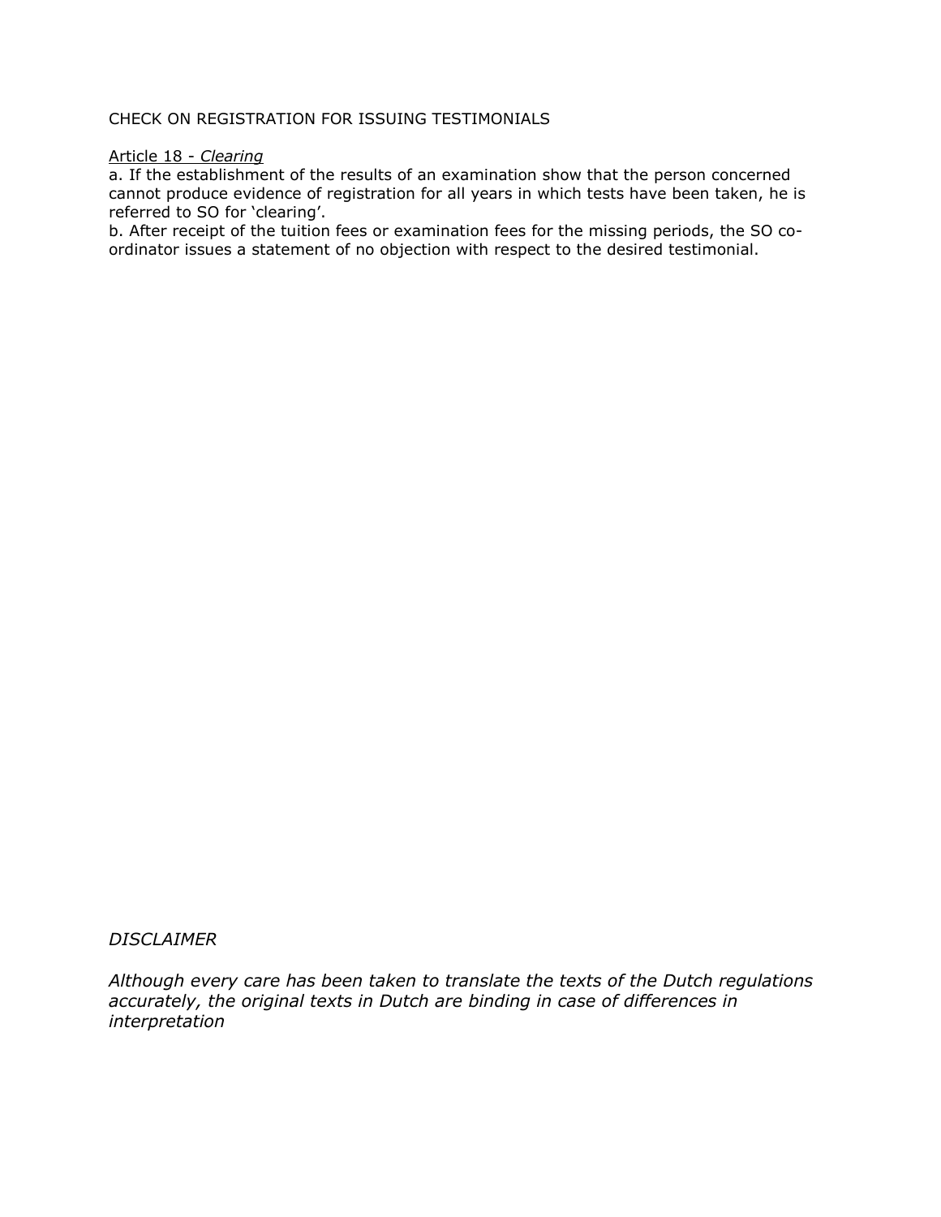## CHECK ON REGISTRATION FOR ISSUING TESTIMONIALS

Article 18 - *Clearing*

a. If the establishment of the results of an examination show that the person concerned cannot produce evidence of registration for all years in which tests have been taken, he is referred to SO for 'clearing'.

b. After receipt of the tuition fees or examination fees for the missing periods, the SO co-ordinator issues a statement of no objection with respect to the desired testimonial.

*DISCLAIMER*

*Although every care has been taken to translate the texts of the Dutch regulations accurately, the original texts in Dutch are binding in case of differences in interpretation*